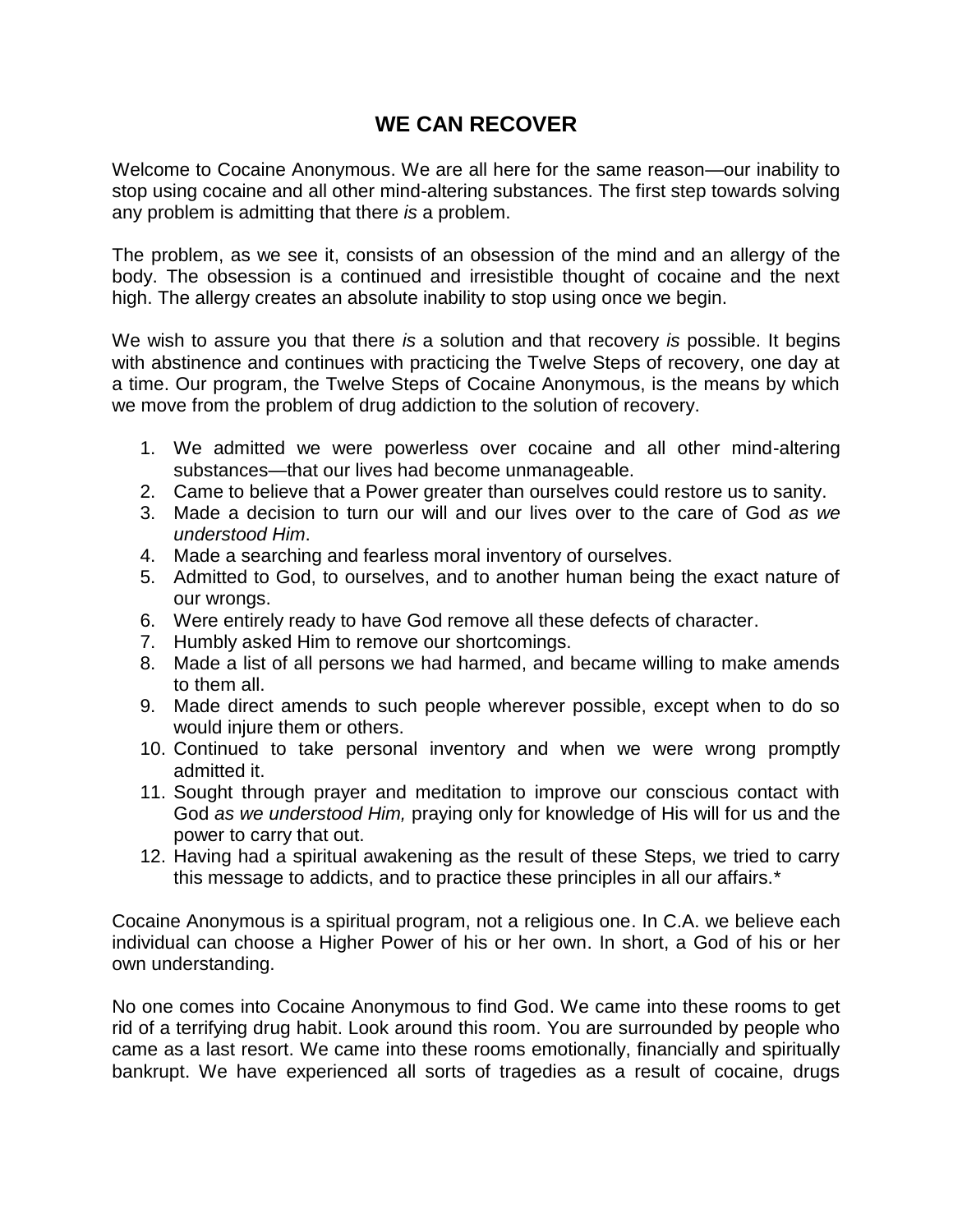# WE CAN RECOVER

Welcome to Cocaine Anonymous. We are all here for the same reason—our inability to stop using cocaine and all other mind-altering substances. The first step towards solving any problem is admitting that there *is* a problem.

The problem, as we see it, consists of an obsession of the mind and an allergy of the body. The obsession is a continued and irresistible thought of cocaine and the next high. The allergy creates an absolute inability to stop using once we begin.

We wish to assure you that there *is* a solution and that recovery *is* possible. It begins with abstinence and continues with practicing the Twelve Steps of recovery, one day at a time. Our program, the Twelve Steps of Cocaine Anonymous, is the means by which we move from the problem of drug addiction to the solution of recovery.

1. We admitted we were powerless over cocaine and all other mind-altering substances—that our lives had become unmanageable.
2. Came to believe that a Power greater than ourselves could restore us to sanity.
3. Made a decision to turn our will and our lives over to the care of God *as we understood Him*.
4. Made a searching and fearless moral inventory of ourselves.
5. Admitted to God, to ourselves, and to another human being the exact nature of our wrongs.
6. Were entirely ready to have God remove all these defects of character.
7. Humbly asked Him to remove our shortcomings.
8. Made a list of all persons we had harmed, and became willing to make amends to them all.
9. Made direct amends to such people wherever possible, except when to do so would injure them or others.
10. Continued to take personal inventory and when we were wrong promptly admitted it.
11. Sought through prayer and meditation to improve our conscious contact with God *as we understood Him,* praying only for knowledge of His will for us and the power to carry that out.
12. Having had a spiritual awakening as the result of these Steps, we tried to carry this message to addicts, and to practice these principles in all our affairs.*

Cocaine Anonymous is a spiritual program, not a religious one. In C.A. we believe each individual can choose a Higher Power of his or her own. In short, a God of his or her own understanding.

No one comes into Cocaine Anonymous to find God. We came into these rooms to get rid of a terrifying drug habit. Look around this room. You are surrounded by people who came as a last resort. We came into these rooms emotionally, financially and spiritually bankrupt. We have experienced all sorts of tragedies as a result of cocaine, drugs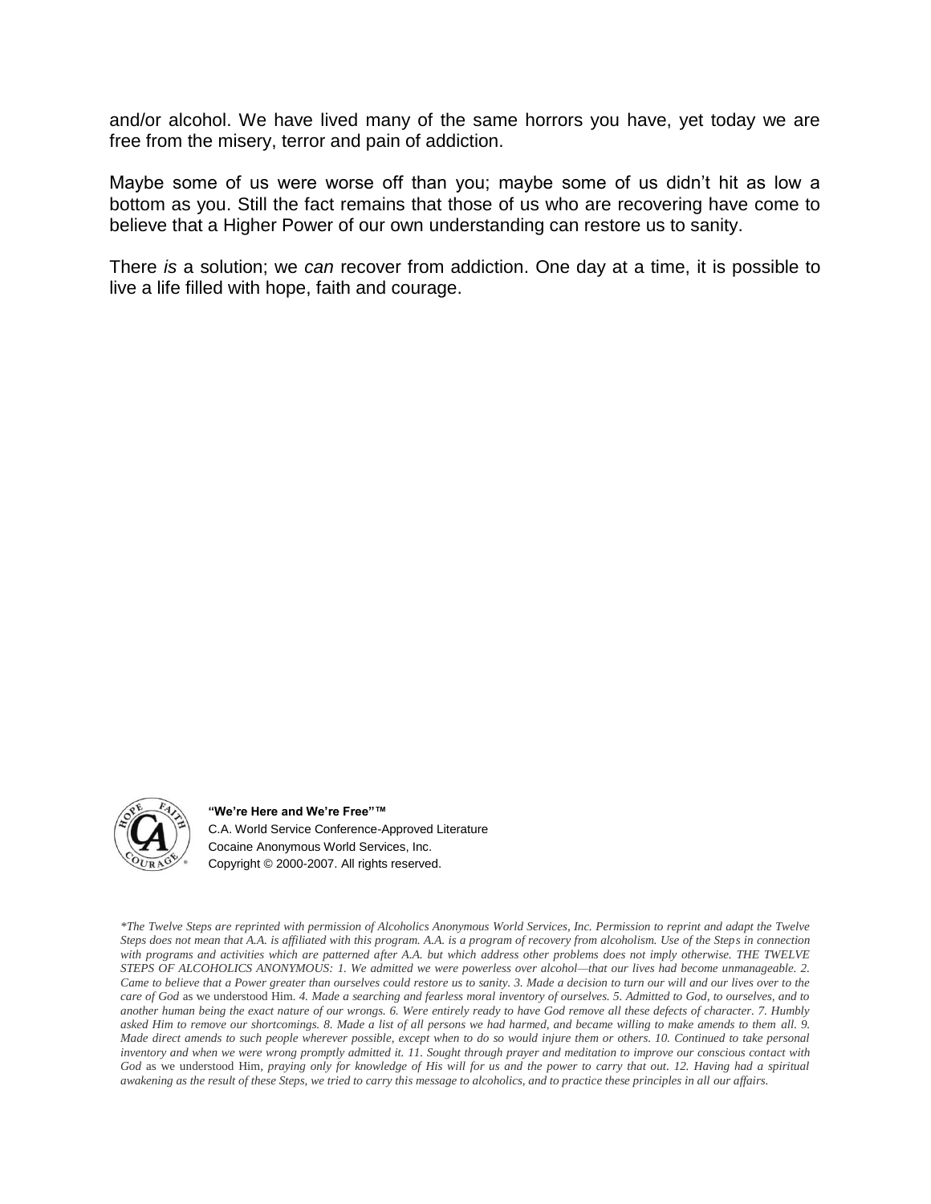and/or alcohol. We have lived many of the same horrors you have, yet today we are free from the misery, terror and pain of addiction.

Maybe some of us were worse off than you; maybe some of us didn't hit as low a bottom as you. Still the fact remains that those of us who are recovering have come to believe that a Higher Power of our own understanding can restore us to sanity.

There *is* a solution; we *can* recover from addiction. One day at a time, it is possible to live a life filled with hope, faith and courage.

**"We're Here and We're Free"™**
C.A. World Service Conference-Approved Literature
Cocaine Anonymous World Services, Inc.
Copyright © 2000-2007. All rights reserved.

*\*The Twelve Steps are reprinted with permission of Alcoholics Anonymous World Services, Inc. Permission to reprint and adapt the Twelve Steps does not mean that A.A. is affiliated with this program. A.A. is a program of recovery from alcoholism. Use of the Steps in connection with programs and activities which are patterned after A.A. but which address other problems does not imply otherwise. THE TWELVE STEPS OF ALCOHOLICS ANONYMOUS: 1. We admitted we were powerless over alcohol—that our lives had become unmanageable. 2. Came to believe that a Power greater than ourselves could restore us to sanity. 3. Made a decision to turn our will and our lives over to the care of God* as we understood Him. *4. Made a searching and fearless moral inventory of ourselves. 5. Admitted to God, to ourselves, and to another human being the exact nature of our wrongs. 6. Were entirely ready to have God remove all these defects of character. 7. Humbly asked Him to remove our shortcomings. 8. Made a list of all persons we had harmed, and became willing to make amends to them all. 9. Made direct amends to such people wherever possible, except when to do so would injure them or others. 10. Continued to take personal inventory and when we were wrong promptly admitted it. 11. Sought through prayer and meditation to improve our conscious contact with God* as we understood Him, *praying only for knowledge of His will for us and the power to carry that out. 12. Having had a spiritual awakening as the result of these Steps, we tried to carry this message to alcoholics, and to practice these principles in all our affairs.*